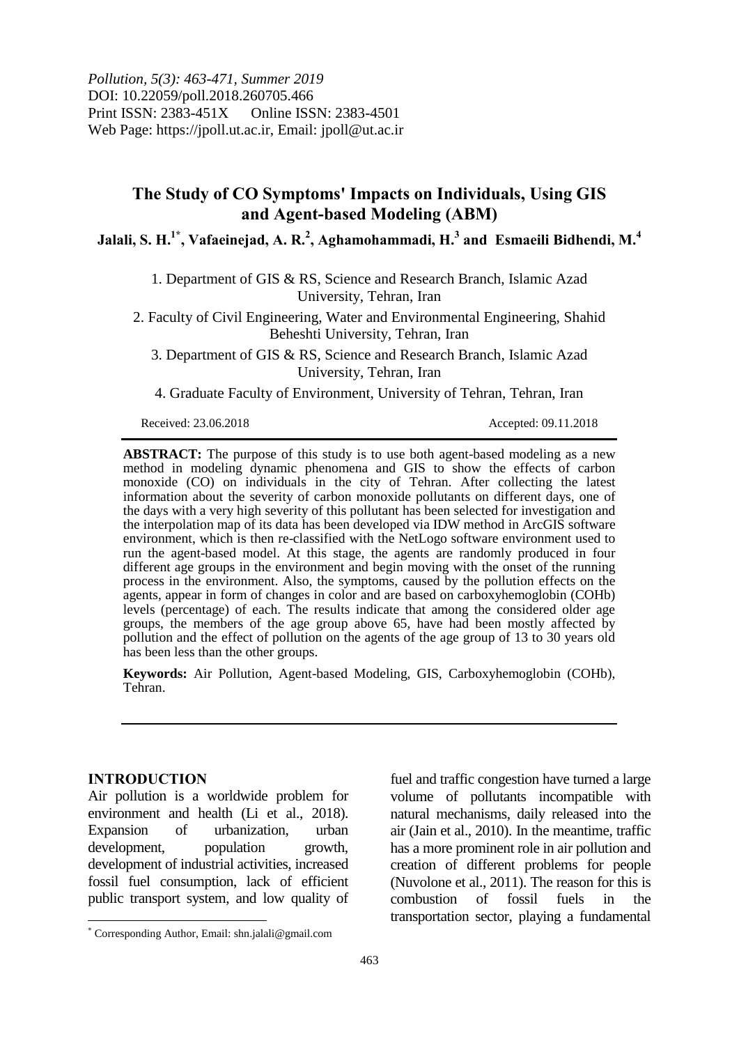*Pollution, 5(3): 463-471, Summer 2019*
DOI: 10.22059/poll.2018.260705.466
Print ISSN: 2383-451X Online ISSN: 2383-4501
Web Page: https://jpoll.ut.ac.ir, Email: jpoll@ut.ac.ir

# The Study of CO Symptoms' Impacts on Individuals, Using GIS and Agent-based Modeling (ABM)

**Jalali, S. H.[1*], Vafaeinejad, A. R.[2], Aghamohammadi, H.[3] and Esmaeili Bidhendi, M.[4]**

1. Department of GIS & RS, Science and Research Branch, Islamic Azad University, Tehran, Iran
2. Faculty of Civil Engineering, Water and Environmental Engineering, Shahid Beheshti University, Tehran, Iran
3. Department of GIS & RS, Science and Research Branch, Islamic Azad University, Tehran, Iran
4. Graduate Faculty of Environment, University of Tehran, Tehran, Iran

Received: 23.06.2018 Accepted: 09.11.2018

**ABSTRACT:** The purpose of this study is to use both agent-based modeling as a new method in modeling dynamic phenomena and GIS to show the effects of carbon monoxide (CO) on individuals in the city of Tehran. After collecting the latest information about the severity of carbon monoxide pollutants on different days, one of the days with a very high severity of this pollutant has been selected for investigation and the interpolation map of its data has been developed via IDW method in ArcGIS software environment, which is then re-classified with the NetLogo software environment used to run the agent-based model. At this stage, the agents are randomly produced in four different age groups in the environment and begin moving with the onset of the running process in the environment. Also, the symptoms, caused by the pollution effects on the agents, appear in form of changes in color and are based on carboxyhemoglobin (COHb) levels (percentage) of each. The results indicate that among the considered older age groups, the members of the age group above 65, have had been mostly affected by pollution and the effect of pollution on the agents of the age group of 13 to 30 years old has been less than the other groups.

**Keywords:** Air Pollution, Agent-based Modeling, GIS, Carboxyhemoglobin (COHb), Tehran.

## INTRODUCTION

Air pollution is a worldwide problem for environment and health (Li et al., 2018). Expansion of urbanization, urban development, population growth, development of industrial activities, increased fossil fuel consumption, lack of efficient public transport system, and low quality of fuel and traffic congestion have turned a large volume of pollutants incompatible with natural mechanisms, daily released into the air (Jain et al., 2010). In the meantime, traffic has a more prominent role in air pollution and creation of different problems for people (Nuvolone et al., 2011). The reason for this is combustion of fossil fuels in the transportation sector, playing a fundamental

[*] Corresponding Author, Email: shn.jalali@gmail.com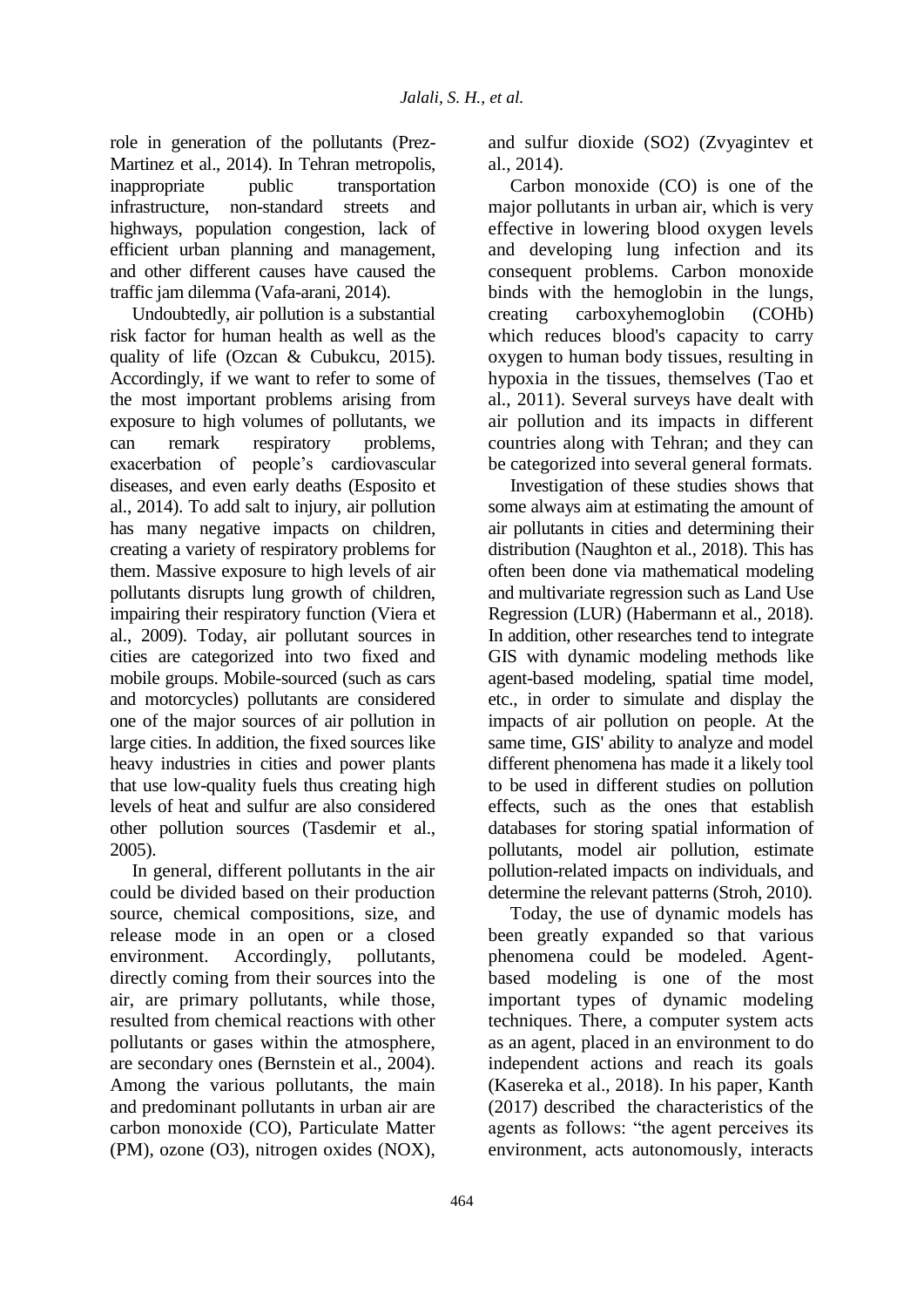role in generation of the pollutants (Prez-Martinez et al., 2014). In Tehran metropolis, inappropriate public transportation infrastructure, non-standard streets and highways, population congestion, lack of efficient urban planning and management, and other different causes have caused the traffic jam dilemma (Vafa-arani, 2014).

Undoubtedly, air pollution is a substantial risk factor for human health as well as the quality of life (Ozcan & Cubukcu, 2015). Accordingly, if we want to refer to some of the most important problems arising from exposure to high volumes of pollutants, we can remark respiratory problems, exacerbation of people's cardiovascular diseases, and even early deaths (Esposito et al., 2014). To add salt to injury, air pollution has many negative impacts on children, creating a variety of respiratory problems for them. Massive exposure to high levels of air pollutants disrupts lung growth of children, impairing their respiratory function (Viera et al., 2009). Today, air pollutant sources in cities are categorized into two fixed and mobile groups. Mobile-sourced (such as cars and motorcycles) pollutants are considered one of the major sources of air pollution in large cities. In addition, the fixed sources like heavy industries in cities and power plants that use low-quality fuels thus creating high levels of heat and sulfur are also considered other pollution sources (Tasdemir et al., 2005).

In general, different pollutants in the air could be divided based on their production source, chemical compositions, size, and release mode in an open or a closed environment. Accordingly, pollutants, directly coming from their sources into the air, are primary pollutants, while those, resulted from chemical reactions with other pollutants or gases within the atmosphere, are secondary ones (Bernstein et al., 2004). Among the various pollutants, the main and predominant pollutants in urban air are carbon monoxide (CO), Particulate Matter (PM), ozone ($O_3$), nitrogen oxides ($NO_X$), and sulfur dioxide ($SO_2$) (Zvyagintev et al., 2014).

Carbon monoxide (CO) is one of the major pollutants in urban air, which is very effective in lowering blood oxygen levels and developing lung infection and its consequent problems. Carbon monoxide binds with the hemoglobin in the lungs, creating carboxyhemoglobin (COHb) which reduces blood's capacity to carry oxygen to human body tissues, resulting in hypoxia in the tissues, themselves (Tao et al., 2011). Several surveys have dealt with air pollution and its impacts in different countries along with Tehran; and they can be categorized into several general formats.

Investigation of these studies shows that some always aim at estimating the amount of air pollutants in cities and determining their distribution (Naughton et al., 2018). This has often been done via mathematical modeling and multivariate regression such as Land Use Regression (LUR) (Habermann et al., 2018). In addition, other researches tend to integrate GIS with dynamic modeling methods like agent-based modeling, spatial time model, etc., in order to simulate and display the impacts of air pollution on people. At the same time, GIS' ability to analyze and model different phenomena has made it a likely tool to be used in different studies on pollution effects, such as the ones that establish databases for storing spatial information of pollutants, model air pollution, estimate pollution-related impacts on individuals, and determine the relevant patterns (Stroh, 2010).

Today, the use of dynamic models has been greatly expanded so that various phenomena could be modeled. Agent-based modeling is one of the most important types of dynamic modeling techniques. There, a computer system acts as an agent, placed in an environment to do independent actions and reach its goals (Kasereka et al., 2018). In his paper, Kanth (2017) described the characteristics of the agents as follows: "the agent perceives its environment, acts autonomously, interacts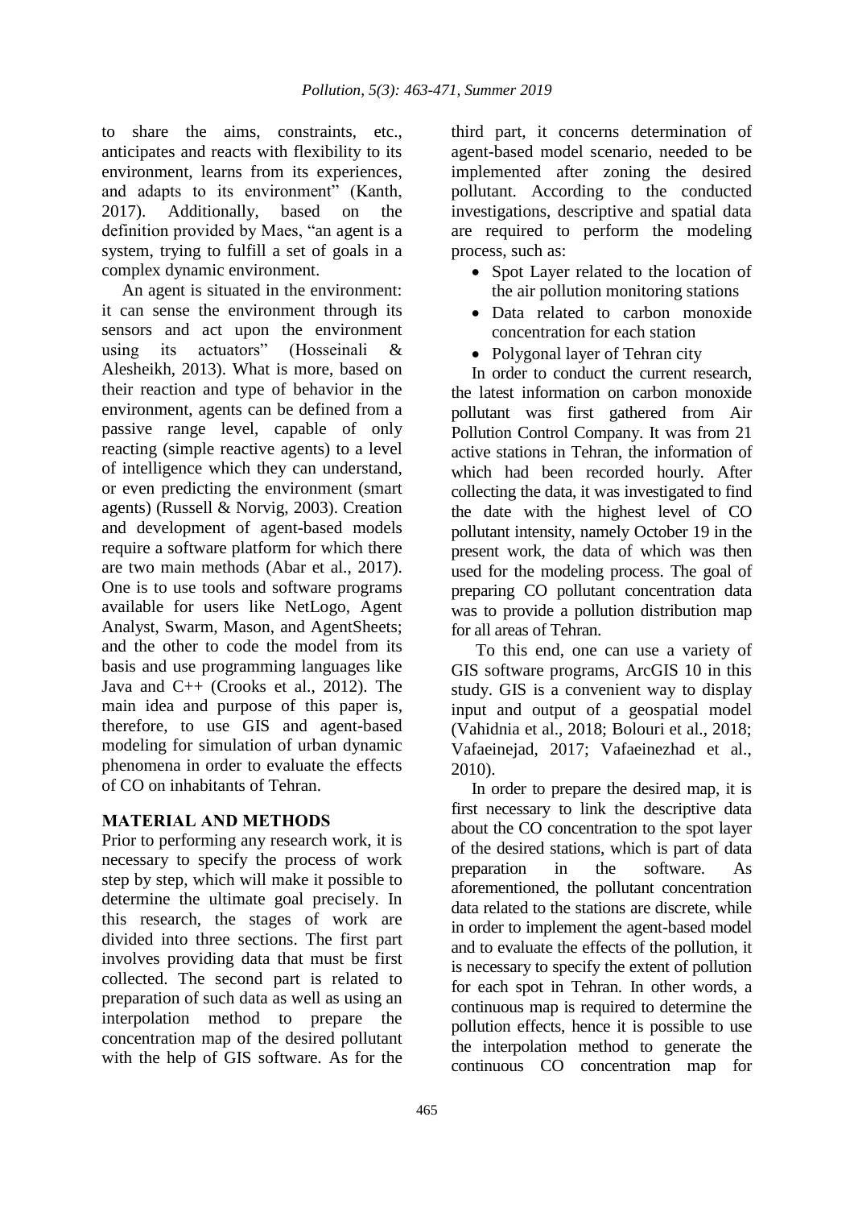to share the aims, constraints, etc., anticipates and reacts with flexibility to its environment, learns from its experiences, and adapts to its environment" (Kanth, 2017). Additionally, based on the definition provided by Maes, "an agent is a system, trying to fulfill a set of goals in a complex dynamic environment.

An agent is situated in the environment: it can sense the environment through its sensors and act upon the environment using its actuators" (Hosseinali & Alesheikh, 2013). What is more, based on their reaction and type of behavior in the environment, agents can be defined from a passive range level, capable of only reacting (simple reactive agents) to a level of intelligence which they can understand, or even predicting the environment (smart agents) (Russell & Norvig, 2003). Creation and development of agent-based models require a software platform for which there are two main methods (Abar et al., 2017). One is to use tools and software programs available for users like NetLogo, Agent Analyst, Swarm, Mason, and AgentSheets; and the other to code the model from its basis and use programming languages like Java and C++ (Crooks et al., 2012). The main idea and purpose of this paper is, therefore, to use GIS and agent-based modeling for simulation of urban dynamic phenomena in order to evaluate the effects of CO on inhabitants of Tehran.

## MATERIAL AND METHODS

Prior to performing any research work, it is necessary to specify the process of work step by step, which will make it possible to determine the ultimate goal precisely. In this research, the stages of work are divided into three sections. The first part involves providing data that must be first collected. The second part is related to preparation of such data as well as using an interpolation method to prepare the concentration map of the desired pollutant with the help of GIS software. As for the third part, it concerns determination of agent-based model scenario, needed to be implemented after zoning the desired pollutant. According to the conducted investigations, descriptive and spatial data are required to perform the modeling process, such as:

- Spot Layer related to the location of the air pollution monitoring stations
- Data related to carbon monoxide concentration for each station
- Polygonal layer of Tehran city

In order to conduct the current research, the latest information on carbon monoxide pollutant was first gathered from Air Pollution Control Company. It was from 21 active stations in Tehran, the information of which had been recorded hourly. After collecting the data, it was investigated to find the date with the highest level of CO pollutant intensity, namely October 19 in the present work, the data of which was then used for the modeling process. The goal of preparing CO pollutant concentration data was to provide a pollution distribution map for all areas of Tehran.

To this end, one can use a variety of GIS software programs, ArcGIS 10 in this study. GIS is a convenient way to display input and output of a geospatial model (Vahidnia et al., 2018; Bolouri et al., 2018; Vafaeinejad, 2017; Vafaeinezhad et al., 2010).

In order to prepare the desired map, it is first necessary to link the descriptive data about the CO concentration to the spot layer of the desired stations, which is part of data preparation in the software. As aforementioned, the pollutant concentration data related to the stations are discrete, while in order to implement the agent-based model and to evaluate the effects of the pollution, it is necessary to specify the extent of pollution for each spot in Tehran. In other words, a continuous map is required to determine the pollution effects, hence it is possible to use the interpolation method to generate the continuous CO concentration map for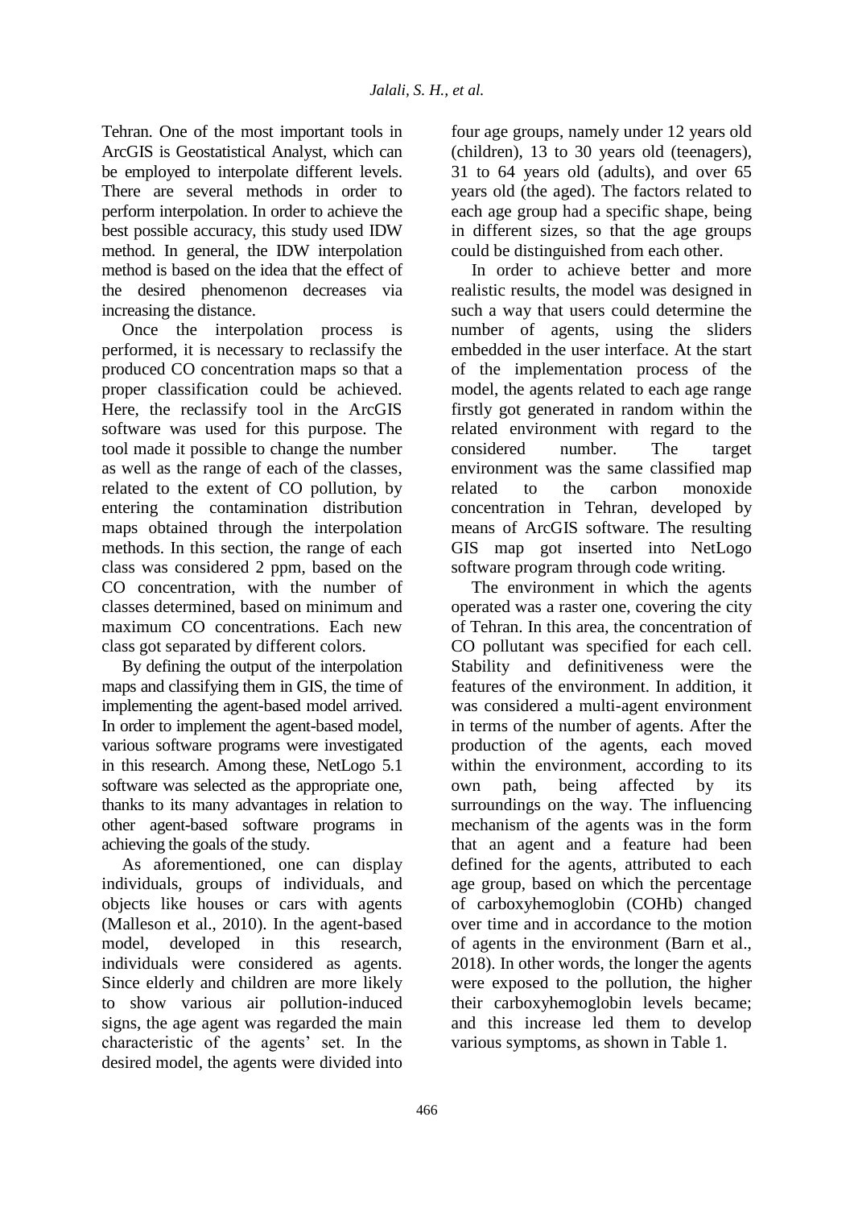Tehran. One of the most important tools in ArcGIS is Geostatistical Analyst, which can be employed to interpolate different levels. There are several methods in order to perform interpolation. In order to achieve the best possible accuracy, this study used IDW method. In general, the IDW interpolation method is based on the idea that the effect of the desired phenomenon decreases via increasing the distance.

Once the interpolation process is performed, it is necessary to reclassify the produced CO concentration maps so that a proper classification could be achieved. Here, the reclassify tool in the ArcGIS software was used for this purpose. The tool made it possible to change the number as well as the range of each of the classes, related to the extent of CO pollution, by entering the contamination distribution maps obtained through the interpolation methods. In this section, the range of each class was considered 2 ppm, based on the CO concentration, with the number of classes determined, based on minimum and maximum CO concentrations. Each new class got separated by different colors.

By defining the output of the interpolation maps and classifying them in GIS, the time of implementing the agent-based model arrived. In order to implement the agent-based model, various software programs were investigated in this research. Among these, NetLogo 5.1 software was selected as the appropriate one, thanks to its many advantages in relation to other agent-based software programs in achieving the goals of the study.

As aforementioned, one can display individuals, groups of individuals, and objects like houses or cars with agents (Malleson et al., 2010). In the agent-based model, developed in this research, individuals were considered as agents. Since elderly and children are more likely to show various air pollution-induced signs, the age agent was regarded the main characteristic of the agents' set. In the desired model, the agents were divided into four age groups, namely under 12 years old (children), 13 to 30 years old (teenagers), 31 to 64 years old (adults), and over 65 years old (the aged). The factors related to each age group had a specific shape, being in different sizes, so that the age groups could be distinguished from each other.

In order to achieve better and more realistic results, the model was designed in such a way that users could determine the number of agents, using the sliders embedded in the user interface. At the start of the implementation process of the model, the agents related to each age range firstly got generated in random within the related environment with regard to the considered number. The target environment was the same classified map related to the carbon monoxide concentration in Tehran, developed by means of ArcGIS software. The resulting GIS map got inserted into NetLogo software program through code writing.

The environment in which the agents operated was a raster one, covering the city of Tehran. In this area, the concentration of CO pollutant was specified for each cell. Stability and definitiveness were the features of the environment. In addition, it was considered a multi-agent environment in terms of the number of agents. After the production of the agents, each moved within the environment, according to its own path, being affected by its surroundings on the way. The influencing mechanism of the agents was in the form that an agent and a feature had been defined for the agents, attributed to each age group, based on which the percentage of carboxyhemoglobin (COHb) changed over time and in accordance to the motion of agents in the environment (Barn et al., 2018). In other words, the longer the agents were exposed to the pollution, the higher their carboxyhemoglobin levels became; and this increase led them to develop various symptoms, as shown in Table 1.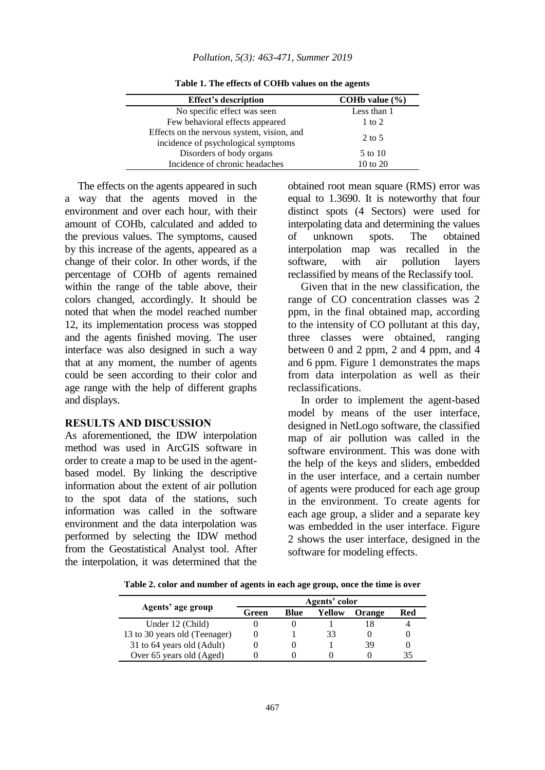**Table 1. The effects of COHb values on the agents**

| Effect's description | COHb value (%) |
| --- | --- |
| No specific effect was seen | Less than 1 |
| Few behavioral effects appeared | 1 to 2 |
| Effects on the nervous system, vision, and incidence of psychological symptoms | 2 to 5 |
| Disorders of body organs | 5 to 10 |
| Incidence of chronic headaches | 10 to 20 |

The effects on the agents appeared in such a way that the agents moved in the environment and over each hour, with their amount of COHb, calculated and added to the previous values. The symptoms, caused by this increase of the agents, appeared as a change of their color. In other words, if the percentage of COHb of agents remained within the range of the table above, their colors changed, accordingly. It should be noted that when the model reached number 12, its implementation process was stopped and the agents finished moving. The user interface was also designed in such a way that at any moment, the number of agents could be seen according to their color and age range with the help of different graphs and displays.

## RESULTS AND DISCUSSION

As aforementioned, the IDW interpolation method was used in ArcGIS software in order to create a map to be used in the agent-based model. By linking the descriptive information about the extent of air pollution to the spot data of the stations, such information was called in the software environment and the data interpolation was performed by selecting the IDW method from the Geostatistical Analyst tool. After the interpolation, it was determined that the obtained root mean square (RMS) error was equal to 1.3690. It is noteworthy that four distinct spots (4 Sectors) were used for interpolating data and determining the values of unknown spots. The obtained interpolation map was recalled in the software, with air pollution layers reclassified by means of the Reclassify tool.

Given that in the new classification, the range of CO concentration classes was 2 ppm, in the final obtained map, according to the intensity of CO pollutant at this day, three classes were obtained, ranging between 0 and 2 ppm, 2 and 4 ppm, and 4 and 6 ppm. Figure 1 demonstrates the maps from data interpolation as well as their reclassifications.

In order to implement the agent-based model by means of the user interface, designed in NetLogo software, the classified map of air pollution was called in the software environment. This was done with the help of the keys and sliders, embedded in the user interface, and a certain number of agents were produced for each age group in the environment. To create agents for each age group, a slider and a separate key was embedded in the user interface. Figure 2 shows the user interface, designed in the software for modeling effects.

**Table 2. color and number of agents in each age group, once the time is over**

| Agents' age group | Agents' color | | | | |
| --- | --- | --- | --- | --- | --- |
| | Green | Blue | Yellow | Orange | Red |
| Under 12 (Child) | 0 | 0 | 1 | 18 | 4 |
| 13 to 30 years old (Teenager) | 0 | 1 | 33 | 0 | 0 |
| 31 to 64 years old (Adult) | 0 | 0 | 1 | 39 | 0 |
| Over 65 years old (Aged) | 0 | 0 | 0 | 0 | 35 |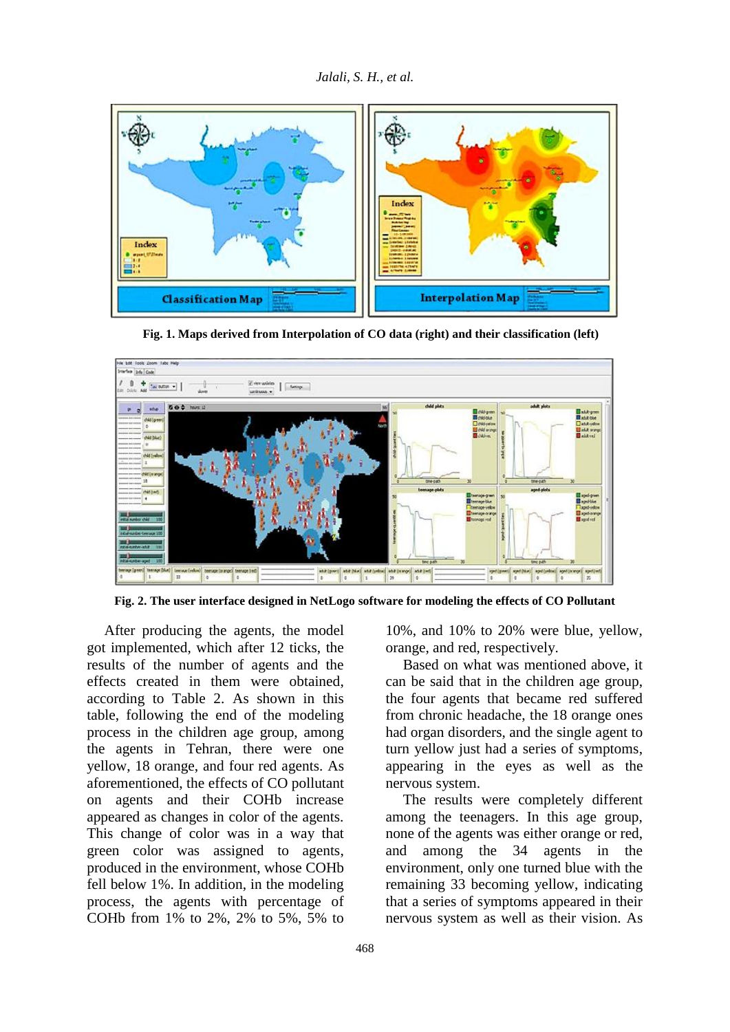**Fig. 1. Maps derived from Interpolation of CO data (right) and their classification (left)**

**Fig. 2. The user interface designed in NetLogo software for modeling the effects of CO Pollutant**

After producing the agents, the model got implemented, which after 12 ticks, the results of the number of agents and the effects created in them were obtained, according to Table 2. As shown in this table, following the end of the modeling process in the children age group, among the agents in Tehran, there were one yellow, 18 orange, and four red agents. As aforementioned, the effects of CO pollutant on agents and their COHb increase appeared as changes in color of the agents. This change of color was in a way that green color was assigned to agents, produced in the environment, whose COHb fell below 1%. In addition, in the modeling process, the agents with percentage of COHb from 1% to 2%, 2% to 5%, 5% to 10%, and 10% to 20% were blue, yellow, orange, and red, respectively.

Based on what was mentioned above, it can be said that in the children age group, the four agents that became red suffered from chronic headache, the 18 orange ones had organ disorders, and the single agent to turn yellow just had a series of symptoms, appearing in the eyes as well as the nervous system.

The results were completely different among the teenagers. In this age group, none of the agents was either orange or red, and among the 34 agents in the environment, only one turned blue with the remaining 33 becoming yellow, indicating that a series of symptoms appeared in their nervous system as well as their vision. As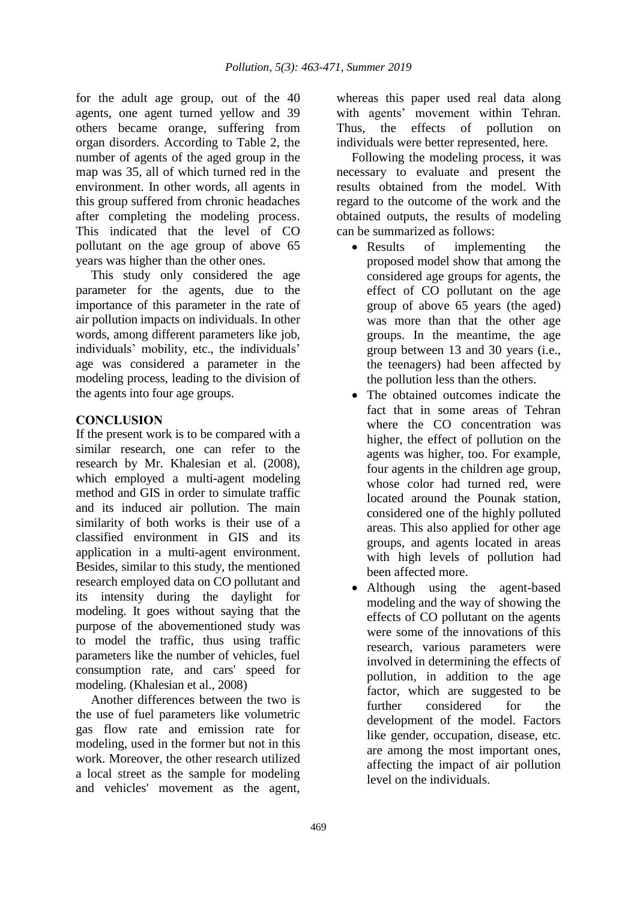for the adult age group, out of the 40 agents, one agent turned yellow and 39 others became orange, suffering from organ disorders. According to Table 2, the number of agents of the aged group in the map was 35, all of which turned red in the environment. In other words, all agents in this group suffered from chronic headaches after completing the modeling process. This indicated that the level of CO pollutant on the age group of above 65 years was higher than the other ones.

This study only considered the age parameter for the agents, due to the importance of this parameter in the rate of air pollution impacts on individuals. In other words, among different parameters like job, individuals' mobility, etc., the individuals' age was considered a parameter in the modeling process, leading to the division of the agents into four age groups.

## CONCLUSION

If the present work is to be compared with a similar research, one can refer to the research by Mr. Khalesian et al. (2008), which employed a multi-agent modeling method and GIS in order to simulate traffic and its induced air pollution. The main similarity of both works is their use of a classified environment in GIS and its application in a multi-agent environment. Besides, similar to this study, the mentioned research employed data on CO pollutant and its intensity during the daylight for modeling. It goes without saying that the purpose of the abovementioned study was to model the traffic, thus using traffic parameters like the number of vehicles, fuel consumption rate, and cars' speed for modeling. (Khalesian et al., 2008)

Another differences between the two is the use of fuel parameters like volumetric gas flow rate and emission rate for modeling, used in the former but not in this work. Moreover, the other research utilized a local street as the sample for modeling and vehicles' movement as the agent, whereas this paper used real data along with agents' movement within Tehran. Thus, the effects of pollution on individuals were better represented, here.

Following the modeling process, it was necessary to evaluate and present the results obtained from the model. With regard to the outcome of the work and the obtained outputs, the results of modeling can be summarized as follows:

- Results of implementing the proposed model show that among the considered age groups for agents, the effect of CO pollutant on the age group of above 65 years (the aged) was more than that the other age groups. In the meantime, the age group between 13 and 30 years (i.e., the teenagers) had been affected by the pollution less than the others.
- The obtained outcomes indicate the fact that in some areas of Tehran where the CO concentration was higher, the effect of pollution on the agents was higher, too. For example, four agents in the children age group, whose color had turned red, were located around the Pounak station, considered one of the highly polluted areas. This also applied for other age groups, and agents located in areas with high levels of pollution had been affected more.
- Although using the agent-based modeling and the way of showing the effects of CO pollutant on the agents were some of the innovations of this research, various parameters were involved in determining the effects of pollution, in addition to the age factor, which are suggested to be further considered for the development of the model. Factors like gender, occupation, disease, etc. are among the most important ones, affecting the impact of air pollution level on the individuals.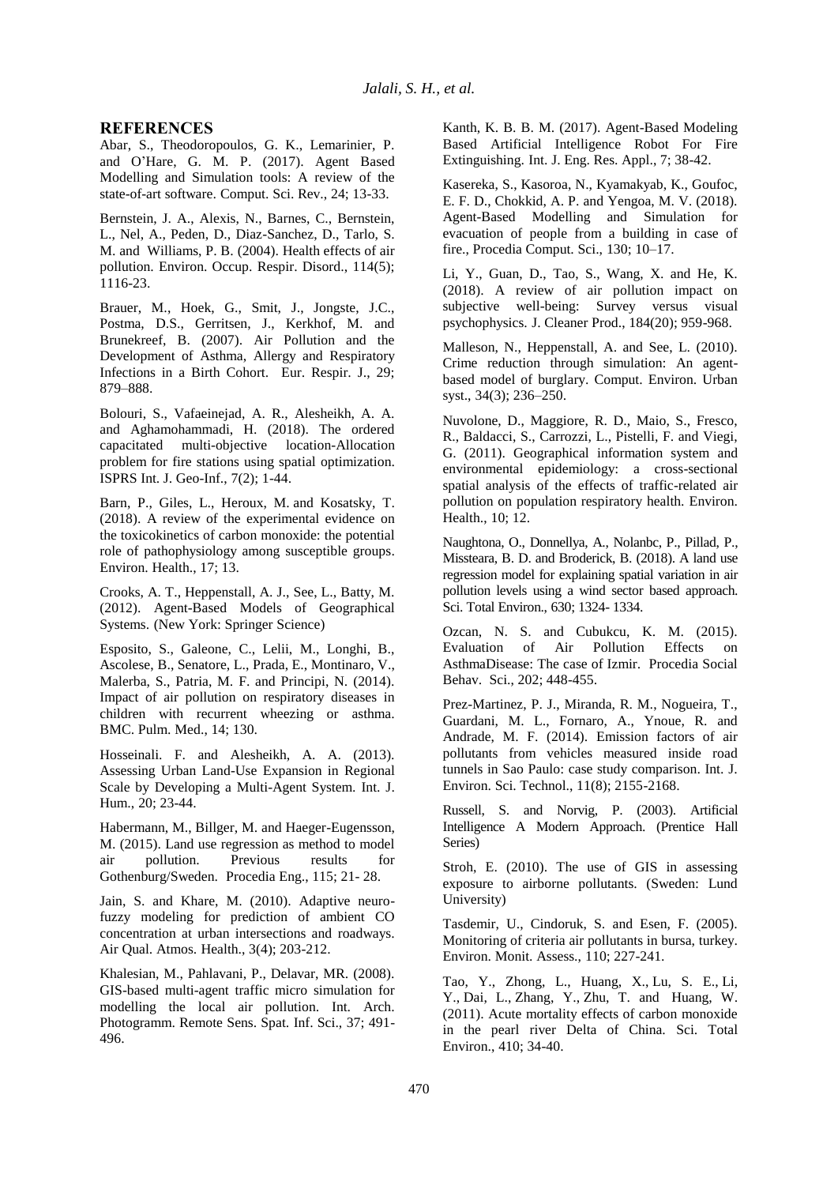## REFERENCES

Abar, S., Theodoropoulos, G. K., Lemarinier, P. and O'Hare, G. M. P. (2017). Agent Based Modelling and Simulation tools: A review of the state-of-art software. Comput. Sci. Rev., 24; 13-33.

Bernstein, J. A., Alexis, N., Barnes, C., Bernstein, L., Nel, A., Peden, D., Diaz-Sanchez, D., Tarlo, S. M. and Williams, P. B. (2004). Health effects of air pollution. Environ. Occup. Respir. Disord., 114(5); 1116-23.

Brauer, M., Hoek, G., Smit, J., Jongste, J.C., Postma, D.S., Gerritsen, J., Kerkhof, M. and Brunekreef, B. (2007). Air Pollution and the Development of Asthma, Allergy and Respiratory Infections in a Birth Cohort. Eur. Respir. J., 29; 879–888.

Bolouri, S., Vafaeinejad, A. R., Alesheikh, A. A. and Aghamohammadi, H. (2018). The ordered capacitated multi-objective location-Allocation problem for fire stations using spatial optimization. ISPRS Int. J. Geo-Inf., 7(2); 1-44.

Barn, P., Giles, L., Heroux, M. and Kosatsky, T. (2018). A review of the experimental evidence on the toxicokinetics of carbon monoxide: the potential role of pathophysiology among susceptible groups. Environ. Health., 17; 13.

Crooks, A. T., Heppenstall, A. J., See, L., Batty, M. (2012). Agent-Based Models of Geographical Systems. (New York: Springer Science)

Esposito, S., Galeone, C., Lelii, M., Longhi, B., Ascolese, B., Senatore, L., Prada, E., Montinaro, V., Malerba, S., Patria, M. F. and Principi, N. (2014). Impact of air pollution on respiratory diseases in children with recurrent wheezing or asthma. BMC. Pulm. Med., 14; 130.

Hosseinali. F. and Alesheikh, A. A. (2013). Assessing Urban Land-Use Expansion in Regional Scale by Developing a Multi-Agent System. Int. J. Hum., 20; 23-44.

Habermann, M., Billger, M. and Haeger-Eugensson, M. (2015). Land use regression as method to model air pollution. Previous results for Gothenburg/Sweden. Procedia Eng., 115; 21- 28.

Jain, S. and Khare, M. (2010). Adaptive neuro-fuzzy modeling for prediction of ambient CO concentration at urban intersections and roadways. Air Qual. Atmos. Health., 3(4); 203-212.

Khalesian, M., Pahlavani, P., Delavar, MR. (2008). GIS-based multi-agent traffic micro simulation for modelling the local air pollution. Int. Arch. Photogramm. Remote Sens. Spat. Inf. Sci., 37; 491-496.

Kanth, K. B. B. M. (2017). Agent-Based Modeling Based Artificial Intelligence Robot For Fire Extinguishing. Int. J. Eng. Res. Appl., 7; 38-42.

Kasereka, S., Kasoroa, N., Kyamakyab, K., Goufoc, E. F. D., Chokkid, A. P. and Yengoa, M. V. (2018). Agent-Based Modelling and Simulation for evacuation of people from a building in case of fire., Procedia Comput. Sci., 130; 10–17.

Li, Y., Guan, D., Tao, S., Wang, X. and He, K. (2018). A review of air pollution impact on subjective well-being: Survey versus visual psychophysics. J. Cleaner Prod., 184(20); 959-968.

Malleson, N., Heppenstall, A. and See, L. (2010). Crime reduction through simulation: An agent-based model of burglary. Comput. Environ. Urban syst., 34(3); 236–250.

Nuvolone, D., Maggiore, R. D., Maio, S., Fresco, R., Baldacci, S., Carrozzi, L., Pistelli, F. and Viegi, G. (2011). Geographical information system and environmental epidemiology: a cross-sectional spatial analysis of the effects of traffic-related air pollution on population respiratory health. Environ. Health., 10; 12.

Naughtona, O., Donnellya, A., Nolanbc, P., Pillad, P., Missteara, B. D. and Broderick, B. (2018). A land use regression model for explaining spatial variation in air pollution levels using a wind sector based approach. Sci. Total Environ., 630; 1324- 1334.

Ozcan, N. S. and Cubukcu, K. M. (2015). Evaluation of Air Pollution Effects on AsthmaDisease: The case of Izmir. Procedia Social Behav. Sci., 202; 448-455.

Prez-Martinez, P. J., Miranda, R. M., Nogueira, T., Guardani, M. L., Fornaro, A., Ynoue, R. and Andrade, M. F. (2014). Emission factors of air pollutants from vehicles measured inside road tunnels in Sao Paulo: case study comparison. Int. J. Environ. Sci. Technol., 11(8); 2155-2168.

Russell, S. and Norvig, P. (2003). Artificial Intelligence A Modern Approach. (Prentice Hall Series)

Stroh, E. (2010). The use of GIS in assessing exposure to airborne pollutants. (Sweden: Lund University)

Tasdemir, U., Cindoruk, S. and Esen, F. (2005). Monitoring of criteria air pollutants in bursa, turkey. Environ. Monit. Assess., 110; 227-241.

Tao, Y., Zhong, L., Huang, X., Lu, S. E., Li, Y., Dai, L., Zhang, Y., Zhu, T. and Huang, W. (2011). Acute mortality effects of carbon monoxide in the pearl river Delta of China. Sci. Total Environ., 410; 34-40.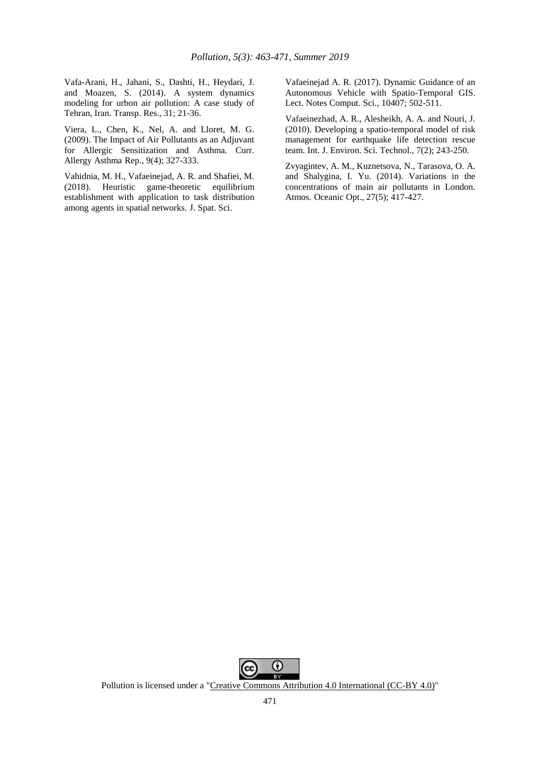Vafa-Arani, H., Jahani, S., Dashti, H., Heydari, J. and Moazen, S. (2014). A system dynamics modeling for urbon air pollution: A case study of Tehran, Iran. Transp. Res., 31; 21-36.

Viera, L., Chen, K., Nel, A. and Lloret, M. G. (2009). The Impact of Air Pollutants as an Adjuvant for Allergic Sensitization and Asthma. Curr. Allergy Asthma Rep., 9(4); 327-333.

Vahidnia, M. H., Vafaeinejad, A. R. and Shafiei, M. (2018). Heuristic game-theoretic equilibrium establishment with application to task distribution among agents in spatial networks. J. Spat. Sci.

Vafaeinejad A. R. (2017). Dynamic Guidance of an Autonomous Vehicle with Spatio-Temporal GIS. Lect. Notes Comput. Sci., 10407; 502-511.

Vafaeinezhad, A. R., Alesheikh, A. A. and Nouri, J. (2010). Developing a spatio-temporal model of risk management for earthquake life detection rescue team. Int. J. Environ. Sci. Technol., 7(2); 243-250.

Zvyagintev, A. M., Kuznetsova, N., Tarasova, O. A. and Shalygina, I. Yu. (2014). Variations in the concentrations of main air pollutants in London. Atmos. Oceanic Opt., 27(5); 417-427.

Pollution is licensed under a "Creative Commons Attribution 4.0 International (CC-BY 4.0)"